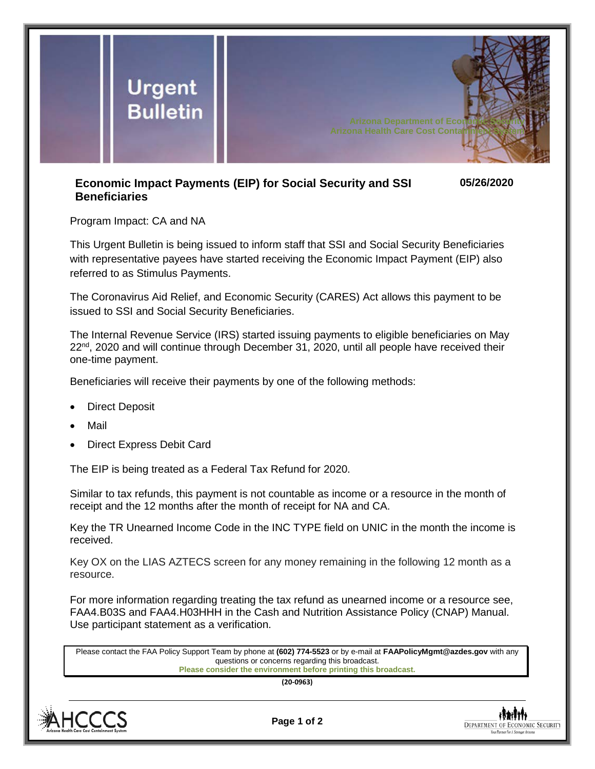# Urgent Bulletin

Arizona Department of Economic Security
Arizona Health Care Cost Containment System

## Economic Impact Payments (EIP) for Social Security and SSI Beneficiaries

**05/26/2020**

Program Impact: CA and NA

This Urgent Bulletin is being issued to inform staff that SSI and Social Security Beneficiaries with representative payees have started receiving the Economic Impact Payment (EIP) also referred to as Stimulus Payments.

The Coronavirus Aid Relief, and Economic Security (CARES) Act allows this payment to be issued to SSI and Social Security Beneficiaries.

The Internal Revenue Service (IRS) started issuing payments to eligible beneficiaries on May 22nd, 2020 and will continue through December 31, 2020, until all people have received their one-time payment.

Beneficiaries will receive their payments by one of the following methods:

- Direct Deposit
- Mail
- Direct Express Debit Card

The EIP is being treated as a Federal Tax Refund for 2020.

Similar to tax refunds, this payment is not countable as income or a resource in the month of receipt and the 12 months after the month of receipt for NA and CA.

Key the TR Unearned Income Code in the INC TYPE field on UNIC in the month the income is received.

Key OX on the LIAS AZTECS screen for any money remaining in the following 12 month as a resource.

For more information regarding treating the tax refund as unearned income or a resource see, FAA4.B03S and FAA4.H03HHH in the Cash and Nutrition Assistance Policy (CNAP) Manual. Use participant statement as a verification.

Please contact the FAA Policy Support Team by phone at **(602) 774-5523** or by e-mail at **FAAPolicyMgmt@azdes.gov** with any questions or concerns regarding this broadcast.
**Please consider the environment before printing this broadcast.**

**(20-0963)**